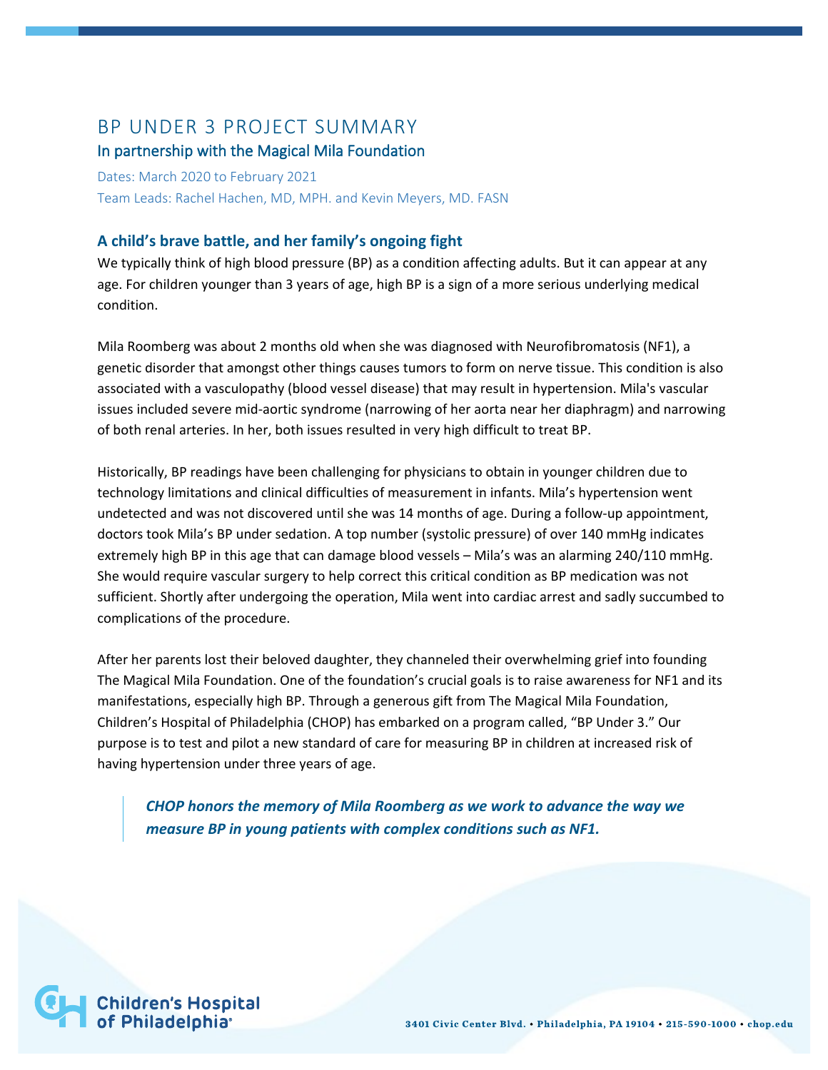# BP UNDER 3 PROJECT SUMMARY

## In partnership with the Magical Mila Foundation

Dates: March 2020 to February 2021

Team Leads: Rachel Hachen, MD, MPH. and Kevin Meyers, MD. FASN

### A child's brave battle, and her family's ongoing fight

We typically think of high blood pressure (BP) as a condition affecting adults. But it can appear at any age. For children younger than 3 years of age, high BP is a sign of a more serious underlying medical condition.

Mila Roomberg was about 2 months old when she was diagnosed with Neurofibromatosis (NF1), a genetic disorder that amongst other things causes tumors to form on nerve tissue. This condition is also associated with a vasculopathy (blood vessel disease) that may result in hypertension. Mila's vascular issues included severe mid-aortic syndrome (narrowing of her aorta near her diaphragm) and narrowing of both renal arteries. In her, both issues resulted in very high difficult to treat BP.

Historically, BP readings have been challenging for physicians to obtain in younger children due to technology limitations and clinical difficulties of measurement in infants. Mila's hypertension went undetected and was not discovered until she was 14 months of age. During a follow-up appointment, doctors took Mila's BP under sedation. A top number (systolic pressure) of over 140 mmHg indicates extremely high BP in this age that can damage blood vessels – Mila's was an alarming 240/110 mmHg. She would require vascular surgery to help correct this critical condition as BP medication was not sufficient. Shortly after undergoing the operation, Mila went into cardiac arrest and sadly succumbed to complications of the procedure.

After her parents lost their beloved daughter, they channeled their overwhelming grief into founding The Magical Mila Foundation. One of the foundation's crucial goals is to raise awareness for NF1 and its manifestations, especially high BP. Through a generous gift from The Magical Mila Foundation, Children's Hospital of Philadelphia (CHOP) has embarked on a program called, "BP Under 3." Our purpose is to test and pilot a new standard of care for measuring BP in children at increased risk of having hypertension under three years of age.

> ***CHOP honors the memory of Mila Roomberg as we work to advance the way we measure BP in young patients with complex conditions such as NF1.***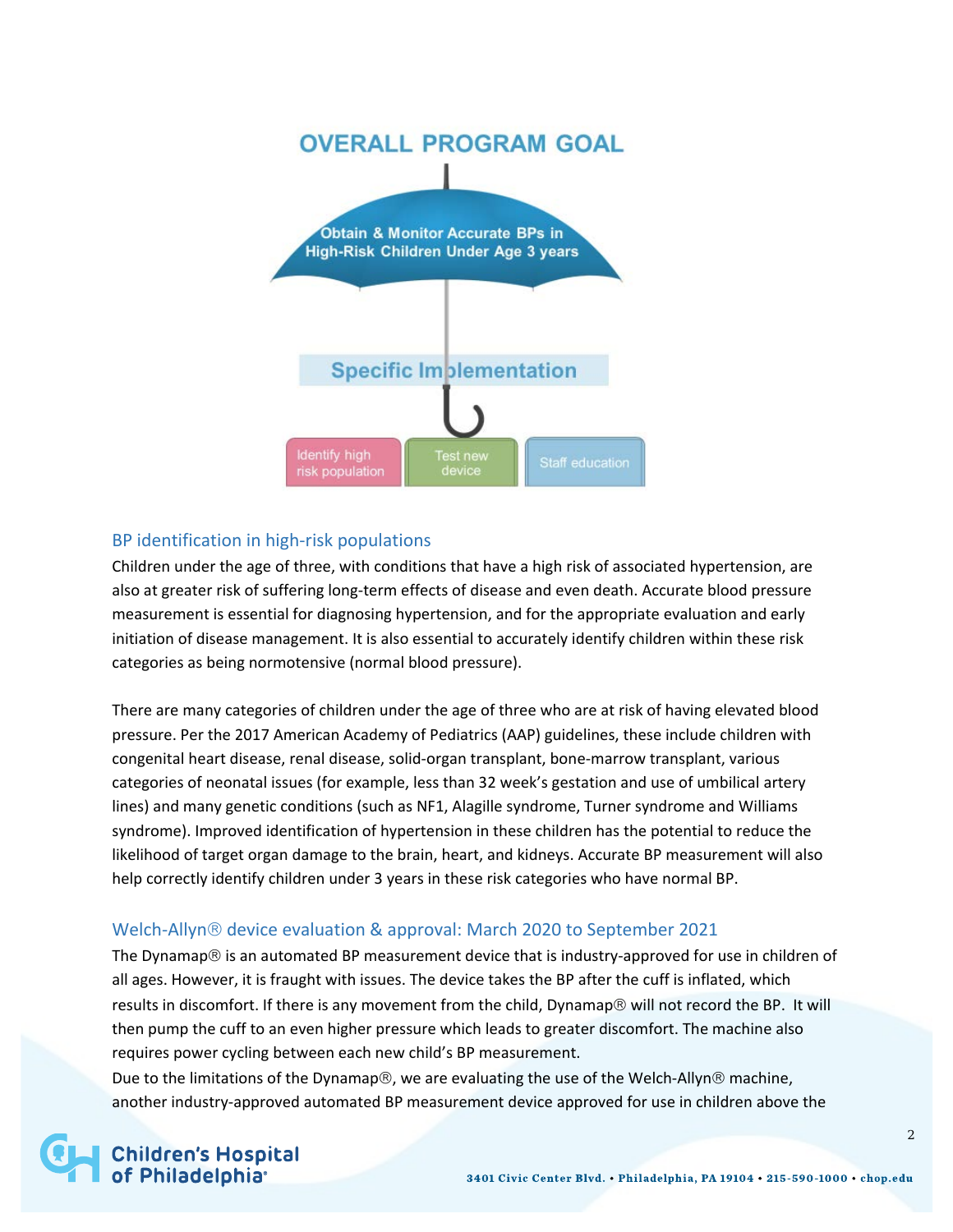OVERALL PROGRAM GOAL

Obtain & Monitor Accurate BPs in High-Risk Children Under Age 3 years

Specific Implementation

- Identify high risk population
- Test new device
- Staff education

## BP identification in high-risk populations

Children under the age of three, with conditions that have a high risk of associated hypertension, are also at greater risk of suffering long-term effects of disease and even death. Accurate blood pressure measurement is essential for diagnosing hypertension, and for the appropriate evaluation and early initiation of disease management. It is also essential to accurately identify children within these risk categories as being normotensive (normal blood pressure).

There are many categories of children under the age of three who are at risk of having elevated blood pressure. Per the 2017 American Academy of Pediatrics (AAP) guidelines, these include children with congenital heart disease, renal disease, solid-organ transplant, bone-marrow transplant, various categories of neonatal issues (for example, less than 32 week's gestation and use of umbilical artery lines) and many genetic conditions (such as NF1, Alagille syndrome, Turner syndrome and Williams syndrome). Improved identification of hypertension in these children has the potential to reduce the likelihood of target organ damage to the brain, heart, and kidneys. Accurate BP measurement will also help correctly identify children under 3 years in these risk categories who have normal BP.

## Welch-Allyn® device evaluation & approval: March 2020 to September 2021

The Dynamap® is an automated BP measurement device that is industry-approved for use in children of all ages. However, it is fraught with issues. The device takes the BP after the cuff is inflated, which results in discomfort. If there is any movement from the child, Dynamap® will not record the BP. It will then pump the cuff to an even higher pressure which leads to greater discomfort. The machine also requires power cycling between each new child's BP measurement.

Due to the limitations of the Dynamap®, we are evaluating the use of the Welch-Allyn® machine, another industry-approved automated BP measurement device approved for use in children above the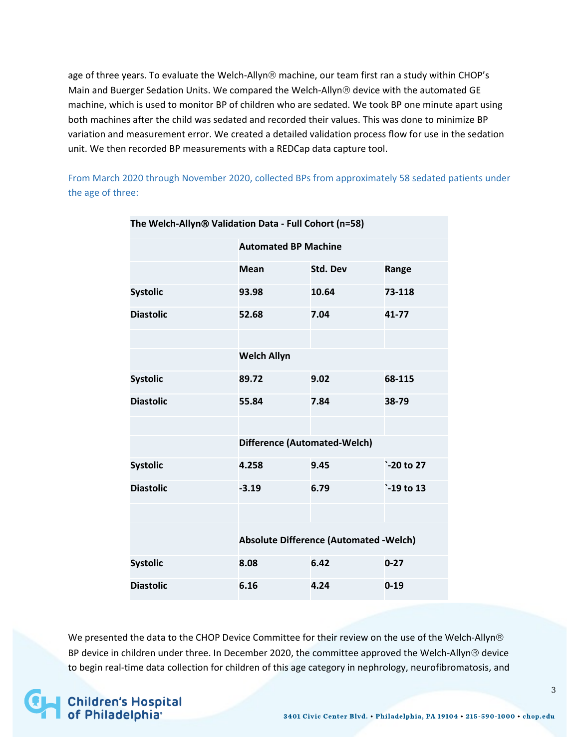age of three years. To evaluate the Welch-Allyn® machine, our team first ran a study within CHOP's Main and Buerger Sedation Units. We compared the Welch-Allyn® device with the automated GE machine, which is used to monitor BP of children who are sedated. We took BP one minute apart using both machines after the child was sedated and recorded their values. This was done to minimize BP variation and measurement error. We created a detailed validation process flow for use in the sedation unit. We then recorded BP measurements with a REDCap data capture tool.

From March 2020 through November 2020, collected BPs from approximately 58 sedated patients under the age of three:

| **The Welch-Allyn® Validation Data - Full Cohort (n=58)** | | | |
|---|---|---|---|
| | **Automated BP Machine** | | |
| | **Mean** | **Std. Dev** | **Range** |
| **Systolic** | **93.98** | **10.64** | **73-118** |
| **Diastolic** | **52.68** | **7.04** | **41-77** |
| | | | |
| | **Welch Allyn** | | |
| **Systolic** | **89.72** | **9.02** | **68-115** |
| **Diastolic** | **55.84** | **7.84** | **38-79** |
| | | | |
| | **Difference (Automated-Welch)** | | |
| **Systolic** | **4.258** | **9.45** | **`-20 to 27** |
| **Diastolic** | **-3.19** | **6.79** | **`-19 to 13** |
| | | | |
| | **Absolute Difference (Automated -Welch)** | | |
| **Systolic** | **8.08** | **6.42** | **0-27** |
| **Diastolic** | **6.16** | **4.24** | **0-19** |

We presented the data to the CHOP Device Committee for their review on the use of the Welch-Allyn® BP device in children under three. In December 2020, the committee approved the Welch-Allyn® device to begin real-time data collection for children of this age category in nephrology, neurofibromatosis, and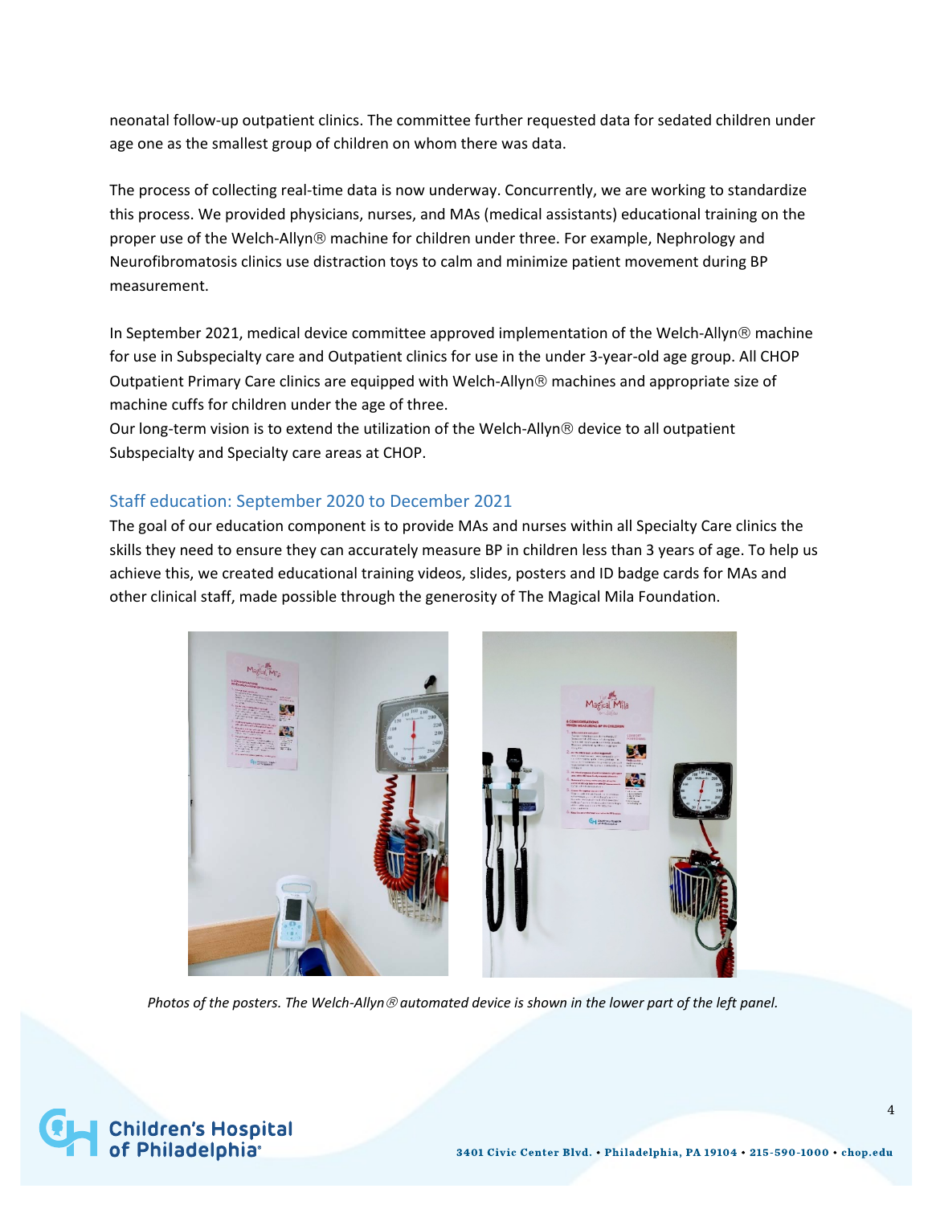neonatal follow-up outpatient clinics. The committee further requested data for sedated children under age one as the smallest group of children on whom there was data.

The process of collecting real-time data is now underway. Concurrently, we are working to standardize this process. We provided physicians, nurses, and MAs (medical assistants) educational training on the proper use of the Welch-Allyn® machine for children under three. For example, Nephrology and Neurofibromatosis clinics use distraction toys to calm and minimize patient movement during BP measurement.

In September 2021, medical device committee approved implementation of the Welch-Allyn® machine for use in Subspecialty care and Outpatient clinics for use in the under 3-year-old age group. All CHOP Outpatient Primary Care clinics are equipped with Welch-Allyn® machines and appropriate size of machine cuffs for children under the age of three.

Our long-term vision is to extend the utilization of the Welch-Allyn® device to all outpatient Subspecialty and Specialty care areas at CHOP.

## Staff education: September 2020 to December 2021

The goal of our education component is to provide MAs and nurses within all Specialty Care clinics the skills they need to ensure they can accurately measure BP in children less than 3 years of age. To help us achieve this, we created educational training videos, slides, posters and ID badge cards for MAs and other clinical staff, made possible through the generosity of The Magical Mila Foundation.

*Photos of the posters. The Welch-Allyn® automated device is shown in the lower part of the left panel.*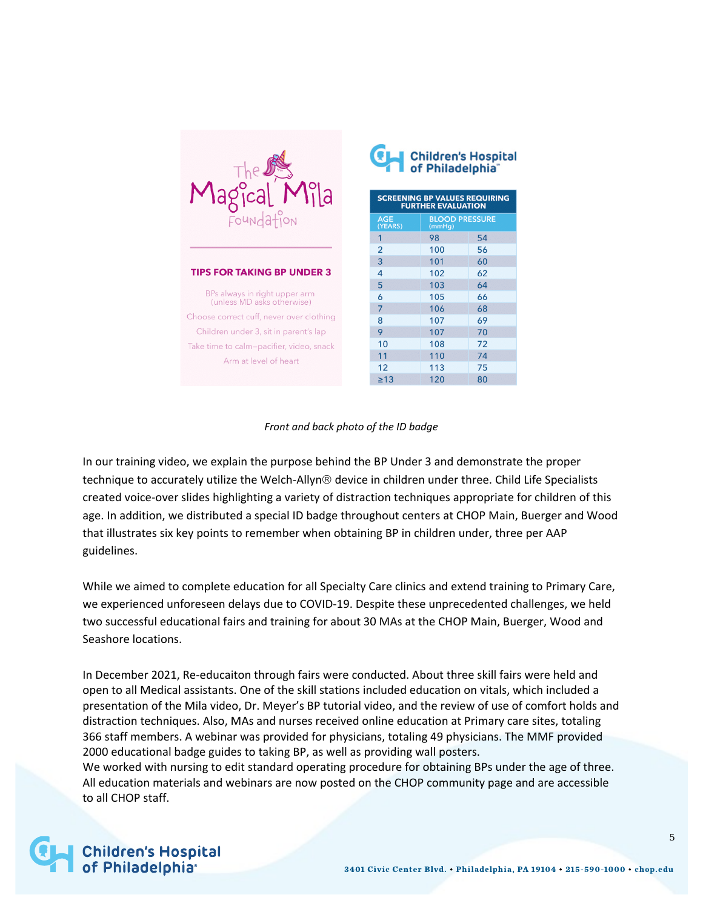The Magical Mila Foundation

**TIPS FOR TAKING BP UNDER 3**

BPs always in right upper arm (unless MD asks otherwise)

Choose correct cuff, never over clothing

Children under 3, sit in parent's lap

Take time to calm—pacifier, video, snack

Arm at level of heart

Children's Hospital of Philadelphia

| SCREENING BP VALUES REQUIRING FURTHER EVALUATION | | |
|---|---|---|
| AGE (YEARS) | BLOOD PRESSURE (mmHg) | |
| 1 | 98 | 54 |
| 2 | 100 | 56 |
| 3 | 101 | 60 |
| 4 | 102 | 62 |
| 5 | 103 | 64 |
| 6 | 105 | 66 |
| 7 | 106 | 68 |
| 8 | 107 | 69 |
| 9 | 107 | 70 |
| 10 | 108 | 72 |
| 11 | 110 | 74 |
| 12 | 113 | 75 |
| ≥13 | 120 | 80 |

*Front and back photo of the ID badge*

In our training video, we explain the purpose behind the BP Under 3 and demonstrate the proper technique to accurately utilize the Welch-Allyn® device in children under three. Child Life Specialists created voice-over slides highlighting a variety of distraction techniques appropriate for children of this age. In addition, we distributed a special ID badge throughout centers at CHOP Main, Buerger and Wood that illustrates six key points to remember when obtaining BP in children under, three per AAP guidelines.

While we aimed to complete education for all Specialty Care clinics and extend training to Primary Care, we experienced unforeseen delays due to COVID-19. Despite these unprecedented challenges, we held two successful educational fairs and training for about 30 MAs at the CHOP Main, Buerger, Wood and Seashore locations.

In December 2021, Re-educaiton through fairs were conducted. About three skill fairs were held and open to all Medical assistants. One of the skill stations included education on vitals, which included a presentation of the Mila video, Dr. Meyer's BP tutorial video, and the review of use of comfort holds and distraction techniques. Also, MAs and nurses received online education at Primary care sites, totaling 366 staff members. A webinar was provided for physicians, totaling 49 physicians. The MMF provided 2000 educational badge guides to taking BP, as well as providing wall posters.
We worked with nursing to edit standard operating procedure for obtaining BPs under the age of three. All education materials and webinars are now posted on the CHOP community page and are accessible to all CHOP staff.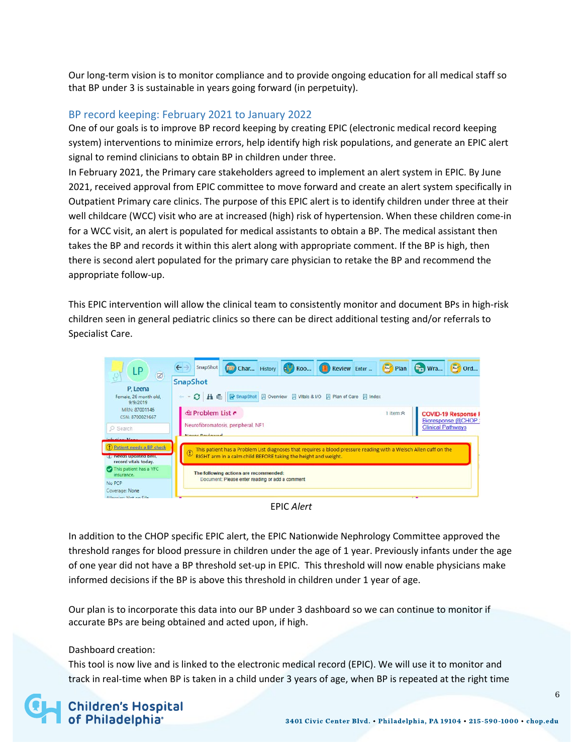Our long-term vision is to monitor compliance and to provide ongoing education for all medical staff so that BP under 3 is sustainable in years going forward (in perpetuity).

## BP record keeping: February 2021 to January 2022

One of our goals is to improve BP record keeping by creating EPIC (electronic medical record keeping system) interventions to minimize errors, help identify high risk populations, and generate an EPIC alert signal to remind clinicians to obtain BP in children under three.

In February 2021, the Primary care stakeholders agreed to implement an alert system in EPIC. By June 2021, received approval from EPIC committee to move forward and create an alert system specifically in Outpatient Primary care clinics. The purpose of this EPIC alert is to identify children under three at their well childcare (WCC) visit who are at increased (high) risk of hypertension. When these children come-in for a WCC visit, an alert is populated for medical assistants to obtain a BP. The medical assistant then takes the BP and records it within this alert along with appropriate comment. If the BP is high, then there is second alert populated for the primary care physician to retake the BP and recommend the appropriate follow-up.

This EPIC intervention will allow the clinical team to consistently monitor and document BPs in high-risk children seen in general pediatric clinics so there can be direct additional testing and/or referrals to Specialist Care.

EPIC *Alert*

In addition to the CHOP specific EPIC alert, the EPIC Nationwide Nephrology Committee approved the threshold ranges for blood pressure in children under the age of 1 year. Previously infants under the age of one year did not have a BP threshold set-up in EPIC. This threshold will now enable physicians make informed decisions if the BP is above this threshold in children under 1 year of age.

Our plan is to incorporate this data into our BP under 3 dashboard so we can continue to monitor if accurate BPs are being obtained and acted upon, if high.

Dashboard creation:

This tool is now live and is linked to the electronic medical record (EPIC). We will use it to monitor and track in real-time when BP is taken in a child under 3 years of age, when BP is repeated at the right time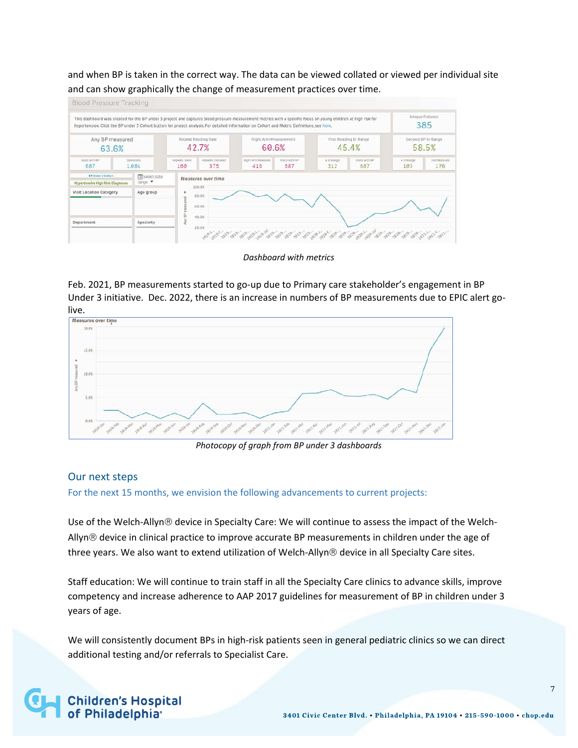and when BP is taken in the correct way. The data can be viewed collated or viewed per individual site and can show graphically the change of measurement practices over time.

*Dashboard with metrics*

Feb. 2021, BP measurements started to go-up due to Primary care stakeholder's engagement in BP Under 3 initiative. Dec. 2022, there is an increase in numbers of BP measurements due to EPIC alert go-live.

*Photocopy of graph from BP under 3 dashboards*

## Our next steps

### For the next 15 months, we envision the following advancements to current projects:

Use of the Welch-Allyn® device in Specialty Care: We will continue to assess the impact of the Welch-Allyn® device in clinical practice to improve accurate BP measurements in children under the age of three years. We also want to extend utilization of Welch-Allyn® device in all Specialty Care sites.

Staff education: We will continue to train staff in all the Specialty Care clinics to advance skills, improve competency and increase adherence to AAP 2017 guidelines for measurement of BP in children under 3 years of age.

We will consistently document BPs in high-risk patients seen in general pediatric clinics so we can direct additional testing and/or referrals to Specialist Care.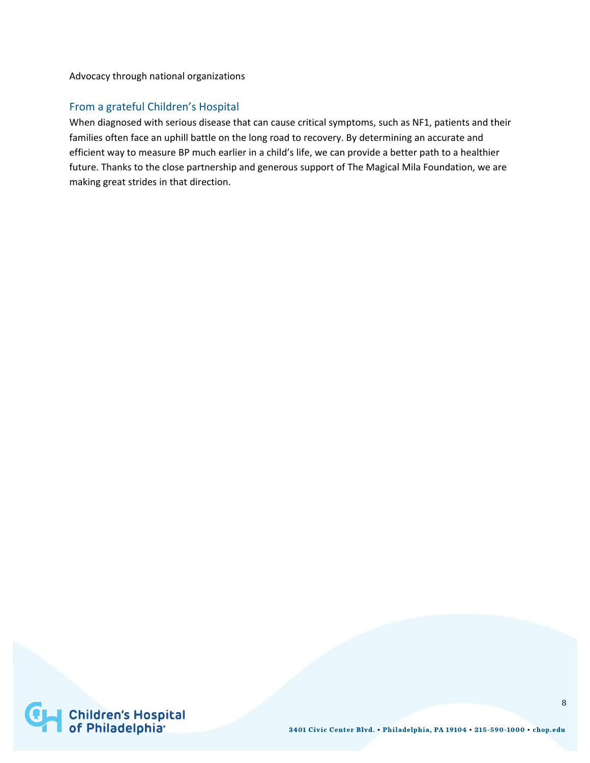Advocacy through national organizations

## From a grateful Children's Hospital

When diagnosed with serious disease that can cause critical symptoms, such as NF1, patients and their families often face an uphill battle on the long road to recovery. By determining an accurate and efficient way to measure BP much earlier in a child's life, we can provide a better path to a healthier future. Thanks to the close partnership and generous support of The Magical Mila Foundation, we are making great strides in that direction.